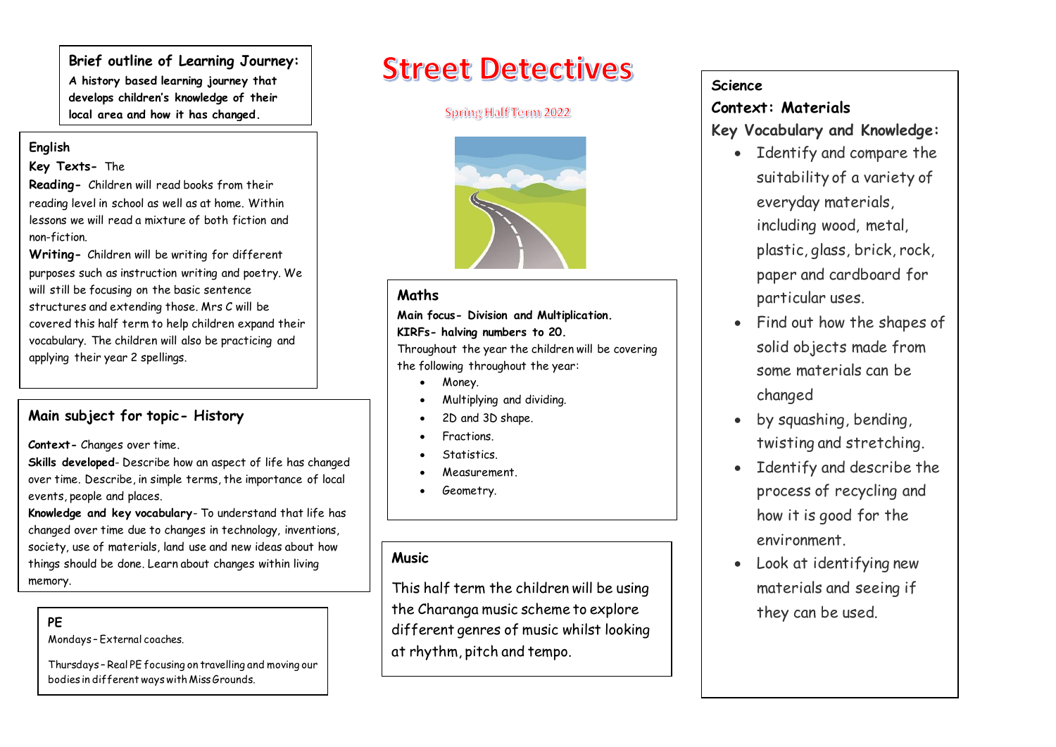# Street Detectives

Spring Half Term 2022

**Brief outline of Learning Journey:**
**A history based learning journey that develops children's knowledge of their local area and how it has changed.**

## English

**Key Texts-** The

**Reading-** Children will read books from their reading level in school as well as at home. Within lessons we will read a mixture of both fiction and non-fiction.

**Writing-** Children will be writing for different purposes such as instruction writing and poetry. We will still be focusing on the basic sentence structures and extending those. Mrs C will be covered this half term to help children expand their vocabulary. The children will also be practicing and applying their year 2 spellings.

## Main subject for topic- History

**Context-** Changes over time.

**Skills developed**- Describe how an aspect of life has changed over time. Describe, in simple terms, the importance of local events, people and places.

**Knowledge and key vocabulary**- To understand that life has changed over time due to changes in technology, inventions, society, use of materials, land use and new ideas about how things should be done. Learn about changes within living memory.

## PE

Mondays – External coaches.

Thursdays – Real PE focusing on travelling and moving our bodies in different ways with Miss Grounds.

## Maths

**Main focus- Division and Multiplication.**
**KIRFs- halving numbers to 20.**

Throughout the year the children will be covering the following throughout the year:

- Money.
- Multiplying and dividing.
- 2D and 3D shape.
- Fractions.
- Statistics.
- Measurement.
- Geometry.

## Music

This half term the children will be using the Charanga music scheme to explore different genres of music whilst looking at rhythm, pitch and tempo.

## Science

**Context: Materials**

**Key Vocabulary and Knowledge:**

- Identify and compare the suitability of a variety of everyday materials, including wood, metal, plastic, glass, brick, rock, paper and cardboard for particular uses.
- Find out how the shapes of solid objects made from some materials can be changed
- by squashing, bending, twisting and stretching.
- Identify and describe the process of recycling and how it is good for the environment.
- Look at identifying new materials and seeing if they can be used.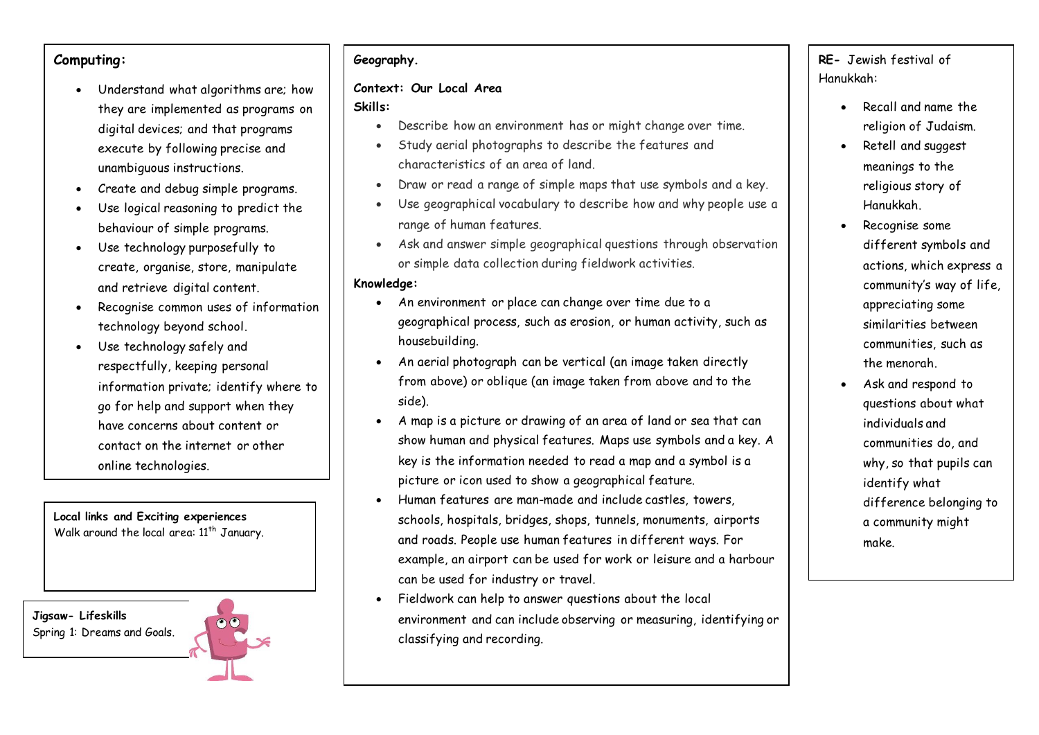**Computing:**

- Understand what algorithms are; how they are implemented as programs on digital devices; and that programs execute by following precise and unambiguous instructions.
- Create and debug simple programs.
- Use logical reasoning to predict the behaviour of simple programs.
- Use technology purposefully to create, organise, store, manipulate and retrieve digital content.
- Recognise common uses of information technology beyond school.
- Use technology safely and respectfully, keeping personal information private; identify where to go for help and support when they have concerns about content or contact on the internet or other online technologies.

**Local links and Exciting experiences**

Walk around the local area: 11th January.

**Jigsaw- Lifeskills**

Spring 1: Dreams and Goals.

**Geography.**

**Context: Our Local Area**

**Skills:**

- Describe how an environment has or might change over time.
- Study aerial photographs to describe the features and characteristics of an area of land.
- Draw or read a range of simple maps that use symbols and a key.
- Use geographical vocabulary to describe how and why people use a range of human features.
- Ask and answer simple geographical questions through observation or simple data collection during fieldwork activities.

**Knowledge:**

- An environment or place can change over time due to a geographical process, such as erosion, or human activity, such as housebuilding.
- An aerial photograph can be vertical (an image taken directly from above) or oblique (an image taken from above and to the side).
- A map is a picture or drawing of an area of land or sea that can show human and physical features. Maps use symbols and a key. A key is the information needed to read a map and a symbol is a picture or icon used to show a geographical feature.
- Human features are man-made and include castles, towers, schools, hospitals, bridges, shops, tunnels, monuments, airports and roads. People use human features in different ways. For example, an airport can be used for work or leisure and a harbour can be used for industry or travel.
- Fieldwork can help to answer questions about the local environment and can include observing or measuring, identifying or classifying and recording.

**RE-** Jewish festival of Hanukkah:

- Recall and name the religion of Judaism.
- Retell and suggest meanings to the religious story of Hanukkah.
- Recognise some different symbols and actions, which express a community's way of life, appreciating some similarities between communities, such as the menorah.
- Ask and respond to questions about what individuals and communities do, and why, so that pupils can identify what difference belonging to a community might make.